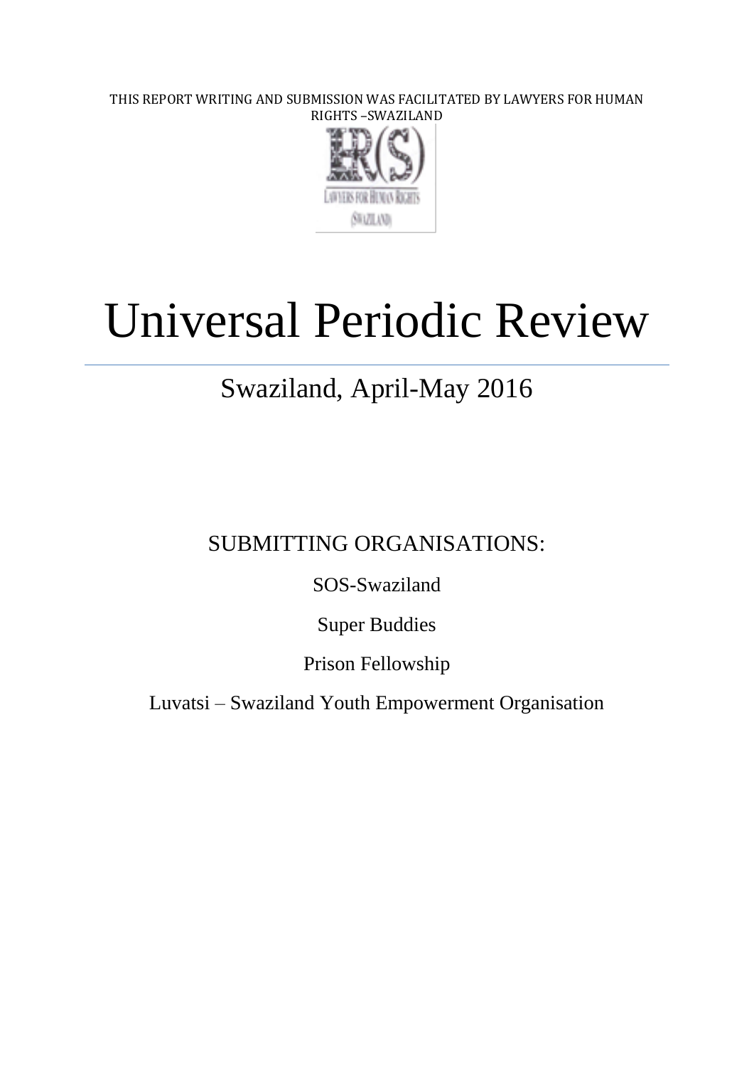THIS REPORT WRITING AND SUBMISSION WAS FACILITATED BY LAWYERS FOR HUMAN RIGHTS –SWAZILAND

# Universal Periodic Review

## Swaziland, April-May 2016

SUBMITTING ORGANISATIONS:

SOS-Swaziland

Super Buddies

Prison Fellowship

Luvatsi – Swaziland Youth Empowerment Organisation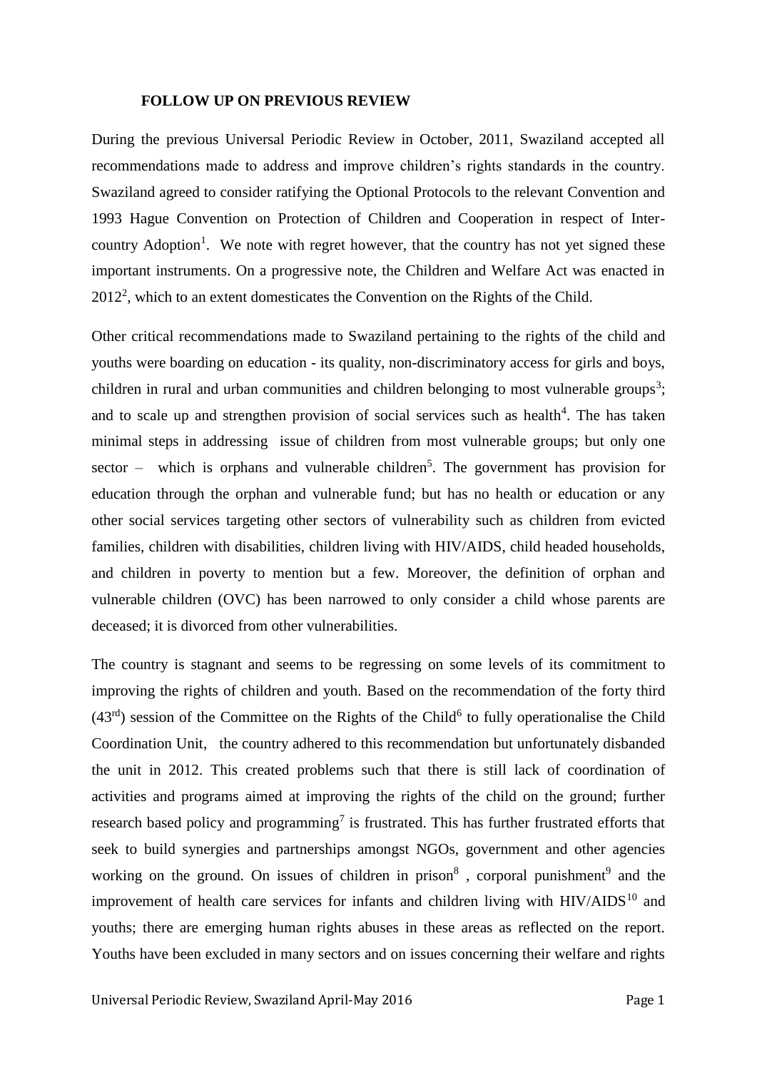## FOLLOW UP ON PREVIOUS REVIEW

During the previous Universal Periodic Review in October, 2011, Swaziland accepted all recommendations made to address and improve children's rights standards in the country. Swaziland agreed to consider ratifying the Optional Protocols to the relevant Convention and 1993 Hague Convention on Protection of Children and Cooperation in respect of Inter-country Adoption[1]. We note with regret however, that the country has not yet signed these important instruments. On a progressive note, the Children and Welfare Act was enacted in 2012[2], which to an extent domesticates the Convention on the Rights of the Child.

Other critical recommendations made to Swaziland pertaining to the rights of the child and youths were boarding on education - its quality, non-discriminatory access for girls and boys, children in rural and urban communities and children belonging to most vulnerable groups[3]; and to scale up and strengthen provision of social services such as health[4]. The has taken minimal steps in addressing issue of children from most vulnerable groups; but only one sector – which is orphans and vulnerable children[5]. The government has provision for education through the orphan and vulnerable fund; but has no health or education or any other social services targeting other sectors of vulnerability such as children from evicted families, children with disabilities, children living with HIV/AIDS, child headed households, and children in poverty to mention but a few. Moreover, the definition of orphan and vulnerable children (OVC) has been narrowed to only consider a child whose parents are deceased; it is divorced from other vulnerabilities.

The country is stagnant and seems to be regressing on some levels of its commitment to improving the rights of children and youth. Based on the recommendation of the forty third (43rd) session of the Committee on the Rights of the Child[6] to fully operationalise the Child Coordination Unit, the country adhered to this recommendation but unfortunately disbanded the unit in 2012. This created problems such that there is still lack of coordination of activities and programs aimed at improving the rights of the child on the ground; further research based policy and programming[7] is frustrated. This has further frustrated efforts that seek to build synergies and partnerships amongst NGOs, government and other agencies working on the ground. On issues of children in prison[8], corporal punishment[9] and the improvement of health care services for infants and children living with HIV/AIDS[10] and youths; there are emerging human rights abuses in these areas as reflected on the report. Youths have been excluded in many sectors and on issues concerning their welfare and rights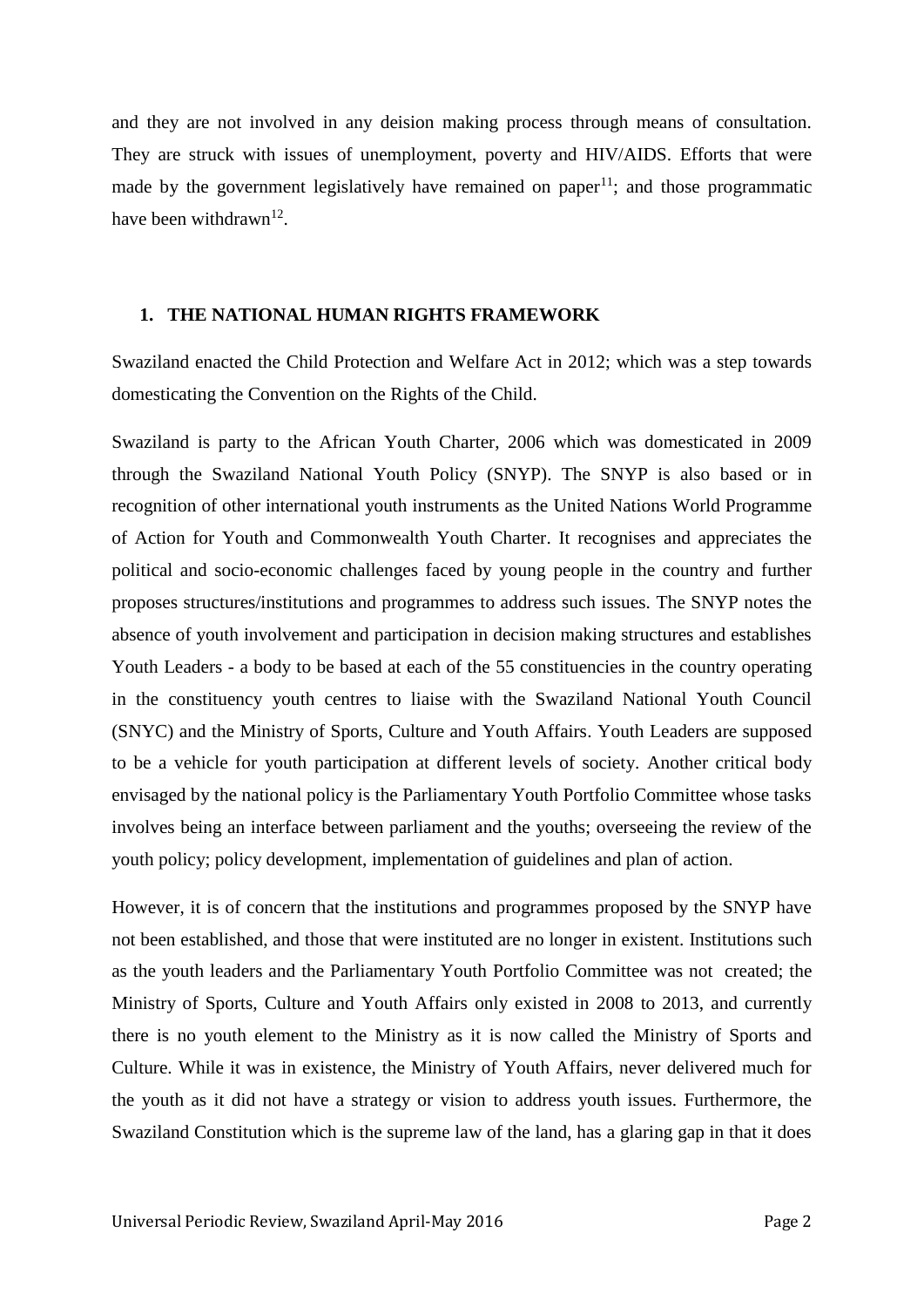and they are not involved in any deision making process through means of consultation. They are struck with issues of unemployment, poverty and HIV/AIDS. Efforts that were made by the government legislatively have remained on paper[11]; and those programmatic have been withdrawn[12].

## 1. THE NATIONAL HUMAN RIGHTS FRAMEWORK

Swaziland enacted the Child Protection and Welfare Act in 2012; which was a step towards domesticating the Convention on the Rights of the Child.

Swaziland is party to the African Youth Charter, 2006 which was domesticated in 2009 through the Swaziland National Youth Policy (SNYP). The SNYP is also based or in recognition of other international youth instruments as the United Nations World Programme of Action for Youth and Commonwealth Youth Charter. It recognises and appreciates the political and socio-economic challenges faced by young people in the country and further proposes structures/institutions and programmes to address such issues. The SNYP notes the absence of youth involvement and participation in decision making structures and establishes Youth Leaders - a body to be based at each of the 55 constituencies in the country operating in the constituency youth centres to liaise with the Swaziland National Youth Council (SNYC) and the Ministry of Sports, Culture and Youth Affairs. Youth Leaders are supposed to be a vehicle for youth participation at different levels of society. Another critical body envisaged by the national policy is the Parliamentary Youth Portfolio Committee whose tasks involves being an interface between parliament and the youths; overseeing the review of the youth policy; policy development, implementation of guidelines and plan of action.

However, it is of concern that the institutions and programmes proposed by the SNYP have not been established, and those that were instituted are no longer in existent. Institutions such as the youth leaders and the Parliamentary Youth Portfolio Committee was not created; the Ministry of Sports, Culture and Youth Affairs only existed in 2008 to 2013, and currently there is no youth element to the Ministry as it is now called the Ministry of Sports and Culture. While it was in existence, the Ministry of Youth Affairs, never delivered much for the youth as it did not have a strategy or vision to address youth issues. Furthermore, the Swaziland Constitution which is the supreme law of the land, has a glaring gap in that it does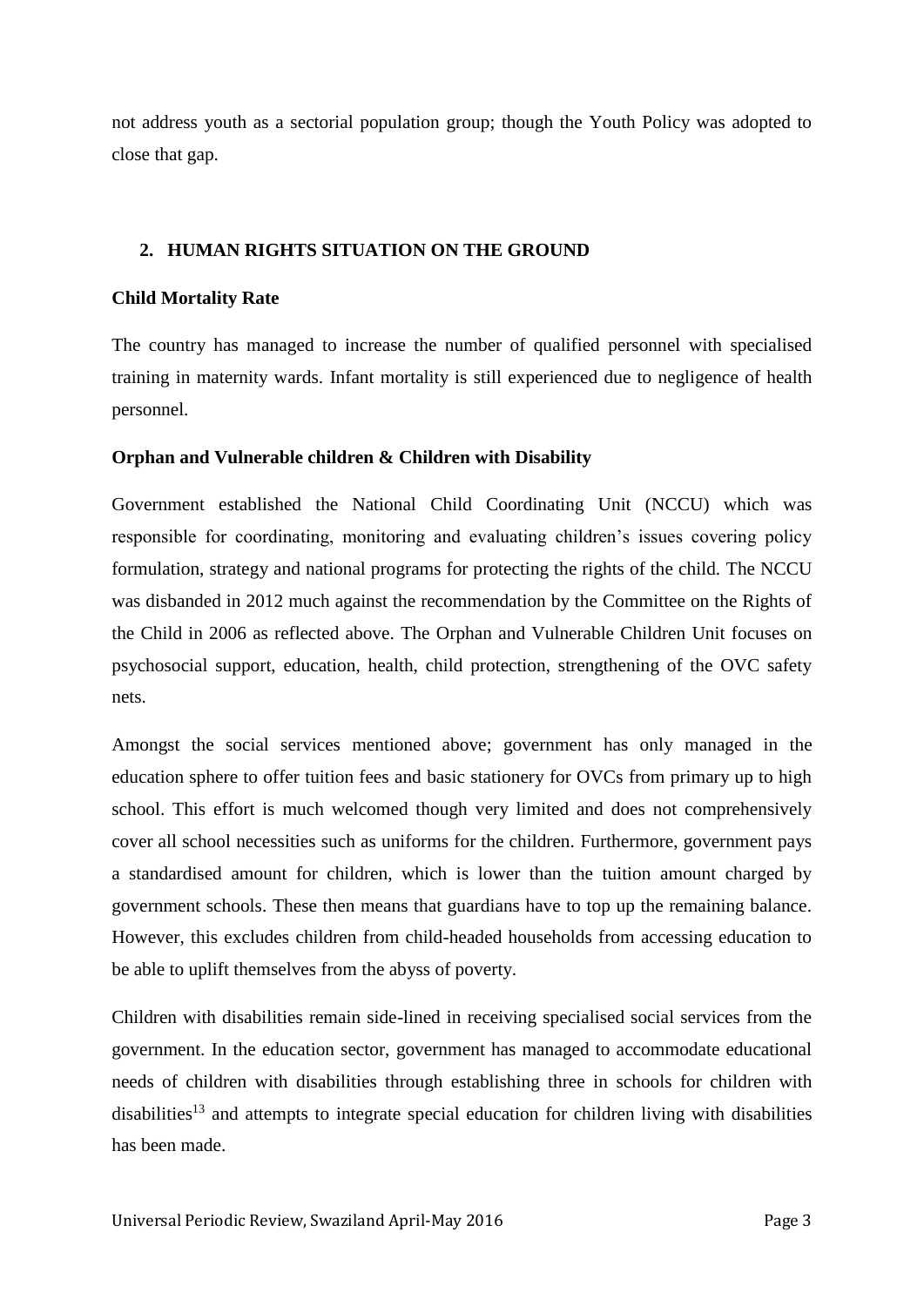not address youth as a sectorial population group; though the Youth Policy was adopted to close that gap.

## 2. HUMAN RIGHTS SITUATION ON THE GROUND

**Child Mortality Rate**

The country has managed to increase the number of qualified personnel with specialised training in maternity wards. Infant mortality is still experienced due to negligence of health personnel.

**Orphan and Vulnerable children & Children with Disability**

Government established the National Child Coordinating Unit (NCCU) which was responsible for coordinating, monitoring and evaluating children's issues covering policy formulation, strategy and national programs for protecting the rights of the child. The NCCU was disbanded in 2012 much against the recommendation by the Committee on the Rights of the Child in 2006 as reflected above. The Orphan and Vulnerable Children Unit focuses on psychosocial support, education, health, child protection, strengthening of the OVC safety nets.

Amongst the social services mentioned above; government has only managed in the education sphere to offer tuition fees and basic stationery for OVCs from primary up to high school. This effort is much welcomed though very limited and does not comprehensively cover all school necessities such as uniforms for the children. Furthermore, government pays a standardised amount for children, which is lower than the tuition amount charged by government schools. These then means that guardians have to top up the remaining balance. However, this excludes children from child-headed households from accessing education to be able to uplift themselves from the abyss of poverty.

Children with disabilities remain side-lined in receiving specialised social services from the government. In the education sector, government has managed to accommodate educational needs of children with disabilities through establishing three in schools for children with disabilities[13] and attempts to integrate special education for children living with disabilities has been made.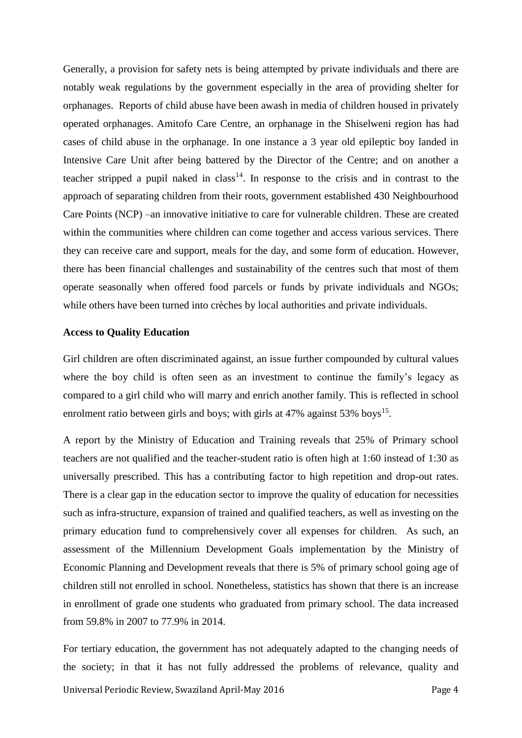Generally, a provision for safety nets is being attempted by private individuals and there are notably weak regulations by the government especially in the area of providing shelter for orphanages. Reports of child abuse have been awash in media of children housed in privately operated orphanages. Amitofo Care Centre, an orphanage in the Shiselweni region has had cases of child abuse in the orphanage. In one instance a 3 year old epileptic boy landed in Intensive Care Unit after being battered by the Director of the Centre; and on another a teacher stripped a pupil naked in class[14]. In response to the crisis and in contrast to the approach of separating children from their roots, government established 430 Neighbourhood Care Points (NCP) –an innovative initiative to care for vulnerable children. These are created within the communities where children can come together and access various services. There they can receive care and support, meals for the day, and some form of education. However, there has been financial challenges and sustainability of the centres such that most of them operate seasonally when offered food parcels or funds by private individuals and NGOs; while others have been turned into crèches by local authorities and private individuals.

**Access to Quality Education**

Girl children are often discriminated against, an issue further compounded by cultural values where the boy child is often seen as an investment to continue the family's legacy as compared to a girl child who will marry and enrich another family. This is reflected in school enrolment ratio between girls and boys; with girls at 47% against 53% boys[15].

A report by the Ministry of Education and Training reveals that 25% of Primary school teachers are not qualified and the teacher-student ratio is often high at 1:60 instead of 1:30 as universally prescribed. This has a contributing factor to high repetition and drop-out rates. There is a clear gap in the education sector to improve the quality of education for necessities such as infra-structure, expansion of trained and qualified teachers, as well as investing on the primary education fund to comprehensively cover all expenses for children. As such, an assessment of the Millennium Development Goals implementation by the Ministry of Economic Planning and Development reveals that there is 5% of primary school going age of children still not enrolled in school. Nonetheless, statistics has shown that there is an increase in enrollment of grade one students who graduated from primary school. The data increased from 59.8% in 2007 to 77.9% in 2014.

For tertiary education, the government has not adequately adapted to the changing needs of the society; in that it has not fully addressed the problems of relevance, quality and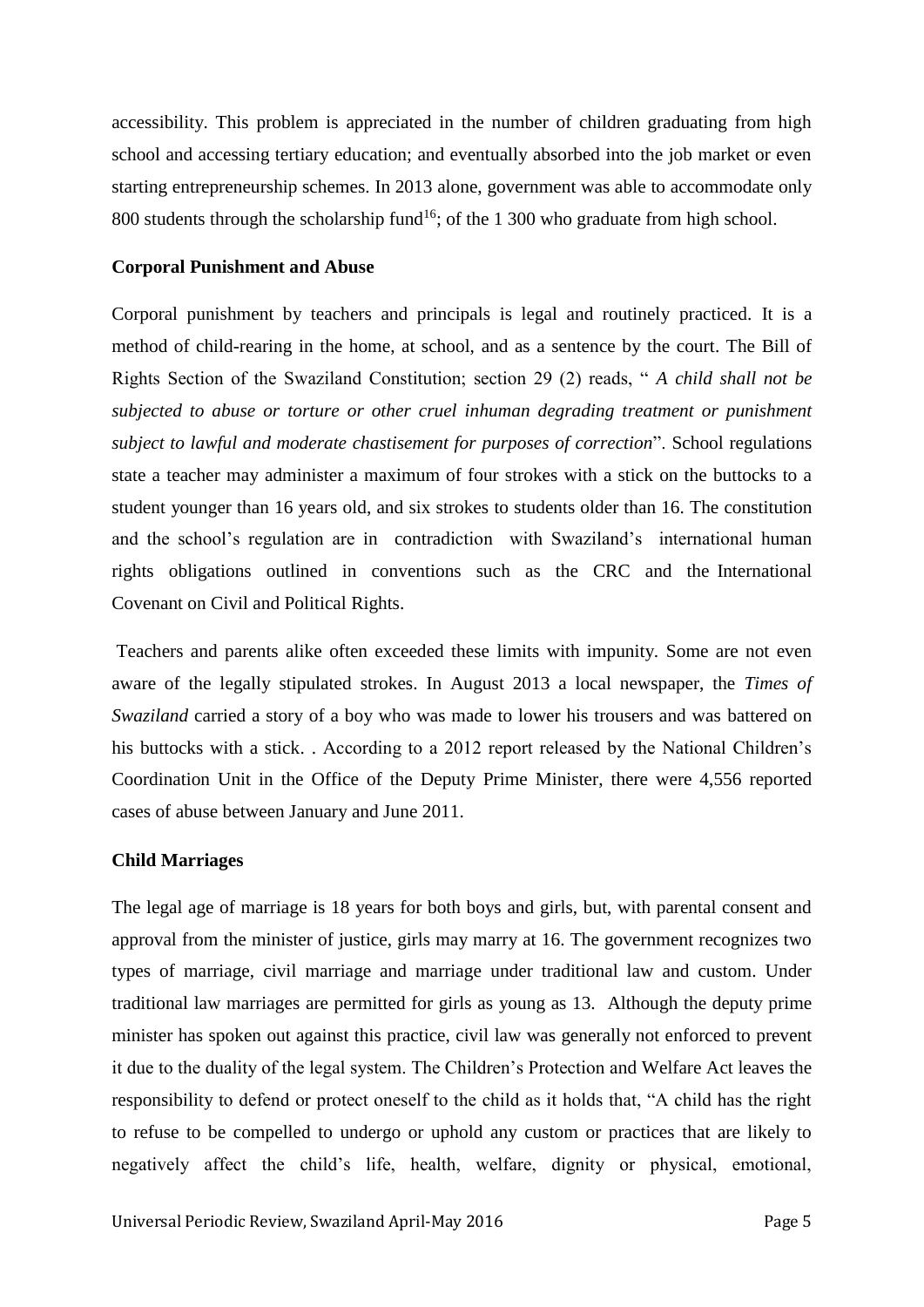accessibility. This problem is appreciated in the number of children graduating from high school and accessing tertiary education; and eventually absorbed into the job market or even starting entrepreneurship schemes. In 2013 alone, government was able to accommodate only 800 students through the scholarship fund[16]; of the 1 300 who graduate from high school.

**Corporal Punishment and Abuse**

Corporal punishment by teachers and principals is legal and routinely practiced. It is a method of child-rearing in the home, at school, and as a sentence by the court. The Bill of Rights Section of the Swaziland Constitution; section 29 (2) reads, " *A child shall not be subjected to abuse or torture or other cruel inhuman degrading treatment or punishment subject to lawful and moderate chastisement for purposes of correction*". School regulations state a teacher may administer a maximum of four strokes with a stick on the buttocks to a student younger than 16 years old, and six strokes to students older than 16. The constitution and the school's regulation are in contradiction with Swaziland's international human rights obligations outlined in conventions such as the CRC and the International Covenant on Civil and Political Rights.

Teachers and parents alike often exceeded these limits with impunity. Some are not even aware of the legally stipulated strokes. In August 2013 a local newspaper, the *Times of Swaziland* carried a story of a boy who was made to lower his trousers and was battered on his buttocks with a stick. . According to a 2012 report released by the National Children's Coordination Unit in the Office of the Deputy Prime Minister, there were 4,556 reported cases of abuse between January and June 2011.

**Child Marriages**

The legal age of marriage is 18 years for both boys and girls, but, with parental consent and approval from the minister of justice, girls may marry at 16. The government recognizes two types of marriage, civil marriage and marriage under traditional law and custom. Under traditional law marriages are permitted for girls as young as 13. Although the deputy prime minister has spoken out against this practice, civil law was generally not enforced to prevent it due to the duality of the legal system. The Children's Protection and Welfare Act leaves the responsibility to defend or protect oneself to the child as it holds that, "A child has the right to refuse to be compelled to undergo or uphold any custom or practices that are likely to negatively affect the child's life, health, welfare, dignity or physical, emotional,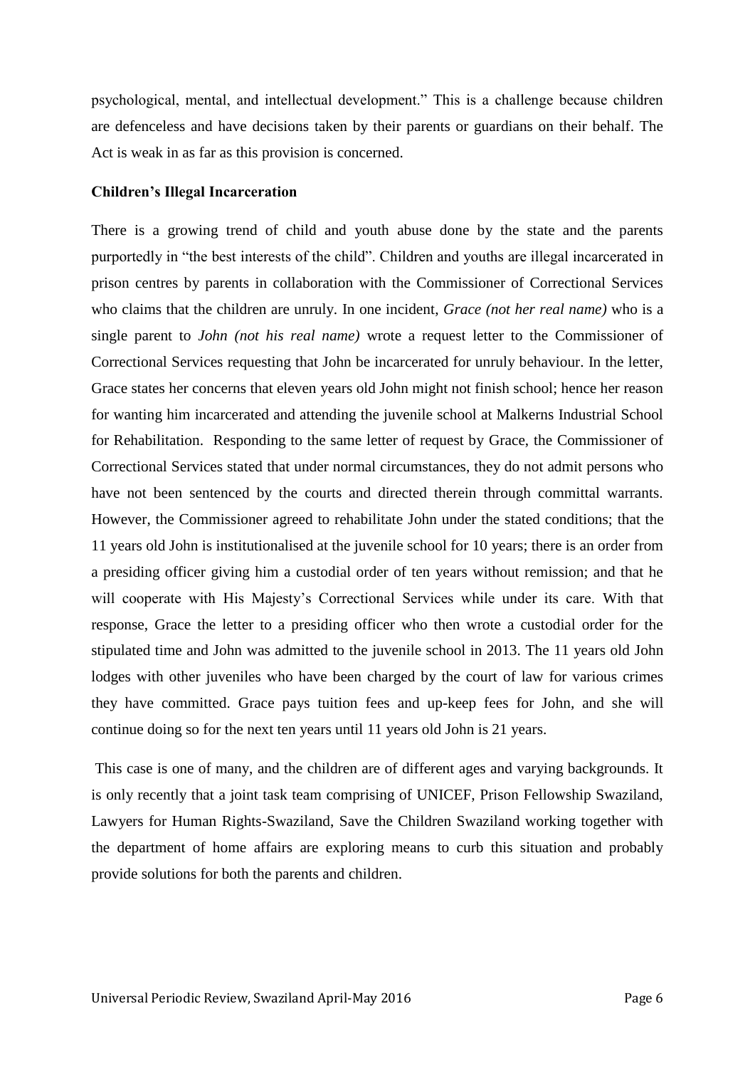psychological, mental, and intellectual development." This is a challenge because children are defenceless and have decisions taken by their parents or guardians on their behalf. The Act is weak in as far as this provision is concerned.

**Children's Illegal Incarceration**

There is a growing trend of child and youth abuse done by the state and the parents purportedly in "the best interests of the child". Children and youths are illegal incarcerated in prison centres by parents in collaboration with the Commissioner of Correctional Services who claims that the children are unruly. In one incident, *Grace (not her real name)* who is a single parent to *John (not his real name)* wrote a request letter to the Commissioner of Correctional Services requesting that John be incarcerated for unruly behaviour. In the letter, Grace states her concerns that eleven years old John might not finish school; hence her reason for wanting him incarcerated and attending the juvenile school at Malkerns Industrial School for Rehabilitation. Responding to the same letter of request by Grace, the Commissioner of Correctional Services stated that under normal circumstances, they do not admit persons who have not been sentenced by the courts and directed therein through committal warrants. However, the Commissioner agreed to rehabilitate John under the stated conditions; that the 11 years old John is institutionalised at the juvenile school for 10 years; there is an order from a presiding officer giving him a custodial order of ten years without remission; and that he will cooperate with His Majesty's Correctional Services while under its care. With that response, Grace the letter to a presiding officer who then wrote a custodial order for the stipulated time and John was admitted to the juvenile school in 2013. The 11 years old John lodges with other juveniles who have been charged by the court of law for various crimes they have committed. Grace pays tuition fees and up-keep fees for John, and she will continue doing so for the next ten years until 11 years old John is 21 years.

This case is one of many, and the children are of different ages and varying backgrounds. It is only recently that a joint task team comprising of UNICEF, Prison Fellowship Swaziland, Lawyers for Human Rights-Swaziland, Save the Children Swaziland working together with the department of home affairs are exploring means to curb this situation and probably provide solutions for both the parents and children.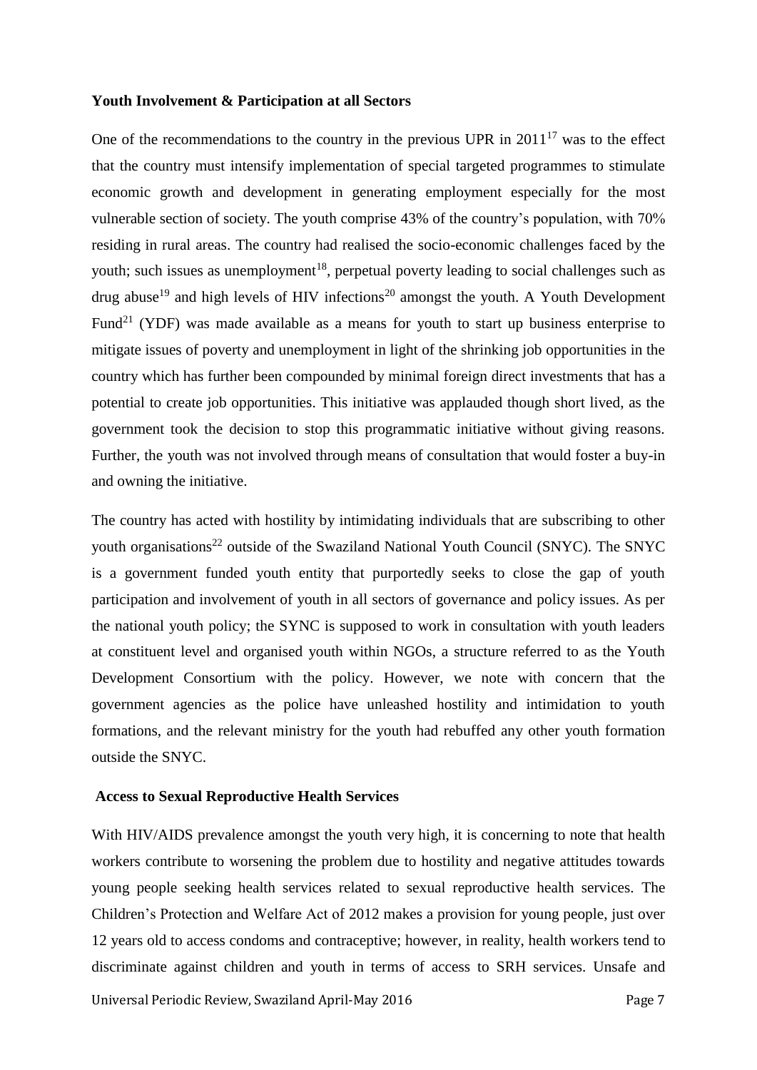**Youth Involvement & Participation at all Sectors**

One of the recommendations to the country in the previous UPR in 2011[17] was to the effect that the country must intensify implementation of special targeted programmes to stimulate economic growth and development in generating employment especially for the most vulnerable section of society. The youth comprise 43% of the country's population, with 70% residing in rural areas. The country had realised the socio-economic challenges faced by the youth; such issues as unemployment[18], perpetual poverty leading to social challenges such as drug abuse[19] and high levels of HIV infections[20] amongst the youth. A Youth Development Fund[21] (YDF) was made available as a means for youth to start up business enterprise to mitigate issues of poverty and unemployment in light of the shrinking job opportunities in the country which has further been compounded by minimal foreign direct investments that has a potential to create job opportunities. This initiative was applauded though short lived, as the government took the decision to stop this programmatic initiative without giving reasons. Further, the youth was not involved through means of consultation that would foster a buy-in and owning the initiative.

The country has acted with hostility by intimidating individuals that are subscribing to other youth organisations[22] outside of the Swaziland National Youth Council (SNYC). The SNYC is a government funded youth entity that purportedly seeks to close the gap of youth participation and involvement of youth in all sectors of governance and policy issues. As per the national youth policy; the SYNC is supposed to work in consultation with youth leaders at constituent level and organised youth within NGOs, a structure referred to as the Youth Development Consortium with the policy. However, we note with concern that the government agencies as the police have unleashed hostility and intimidation to youth formations, and the relevant ministry for the youth had rebuffed any other youth formation outside the SNYC.

**Access to Sexual Reproductive Health Services**

With HIV/AIDS prevalence amongst the youth very high, it is concerning to note that health workers contribute to worsening the problem due to hostility and negative attitudes towards young people seeking health services related to sexual reproductive health services. The Children's Protection and Welfare Act of 2012 makes a provision for young people, just over 12 years old to access condoms and contraceptive; however, in reality, health workers tend to discriminate against children and youth in terms of access to SRH services. Unsafe and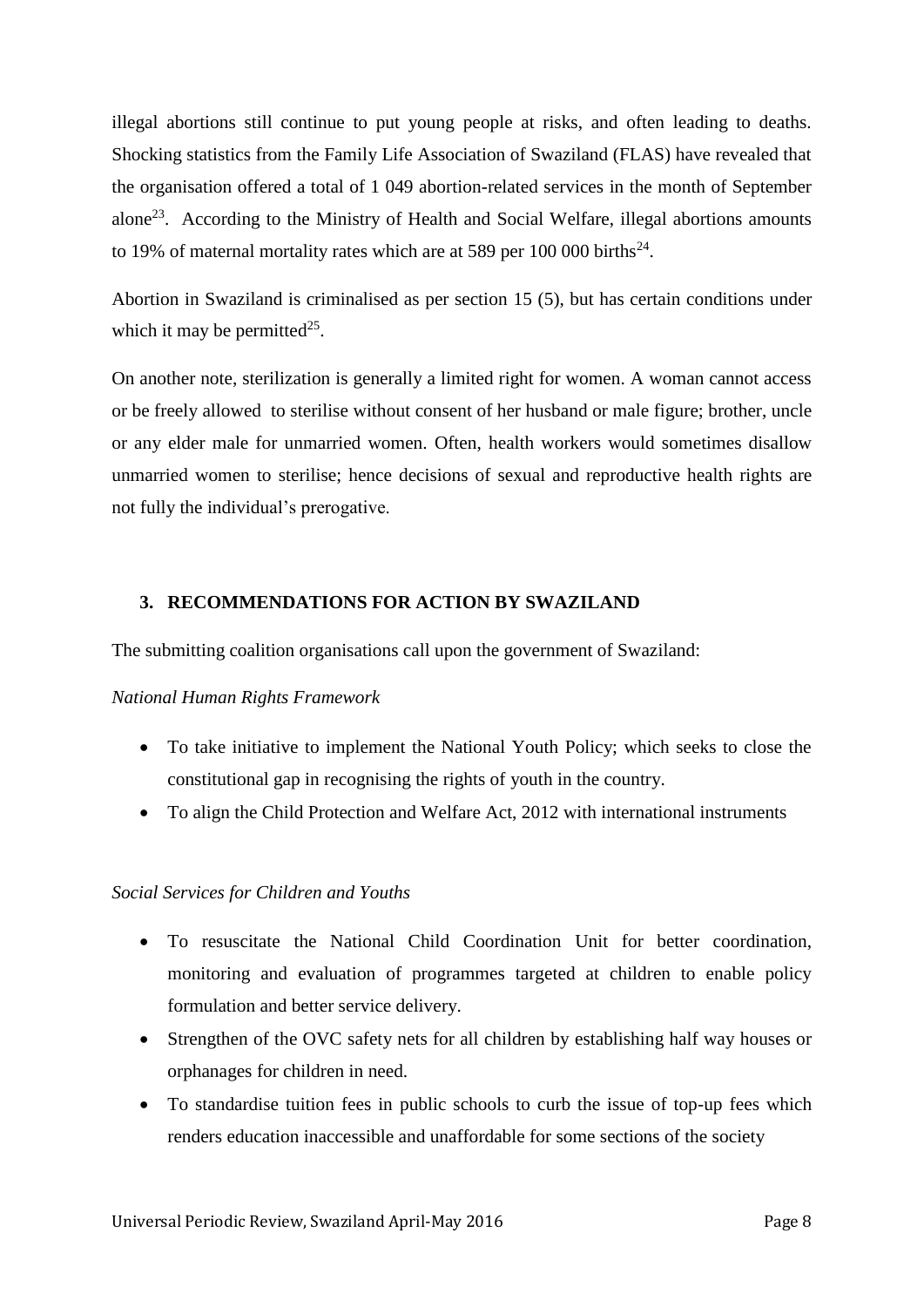illegal abortions still continue to put young people at risks, and often leading to deaths. Shocking statistics from the Family Life Association of Swaziland (FLAS) have revealed that the organisation offered a total of 1 049 abortion-related services in the month of September alone[23]. According to the Ministry of Health and Social Welfare, illegal abortions amounts to 19% of maternal mortality rates which are at 589 per 100 000 births[24].

Abortion in Swaziland is criminalised as per section 15 (5), but has certain conditions under which it may be permitted[25].

On another note, sterilization is generally a limited right for women. A woman cannot access or be freely allowed to sterilise without consent of her husband or male figure; brother, uncle or any elder male for unmarried women. Often, health workers would sometimes disallow unmarried women to sterilise; hence decisions of sexual and reproductive health rights are not fully the individual's prerogative.

## 3. RECOMMENDATIONS FOR ACTION BY SWAZILAND

The submitting coalition organisations call upon the government of Swaziland:

*National Human Rights Framework*

- To take initiative to implement the National Youth Policy; which seeks to close the constitutional gap in recognising the rights of youth in the country.
- To align the Child Protection and Welfare Act, 2012 with international instruments

*Social Services for Children and Youths*

- To resuscitate the National Child Coordination Unit for better coordination, monitoring and evaluation of programmes targeted at children to enable policy formulation and better service delivery.
- Strengthen of the OVC safety nets for all children by establishing half way houses or orphanages for children in need.
- To standardise tuition fees in public schools to curb the issue of top-up fees which renders education inaccessible and unaffordable for some sections of the society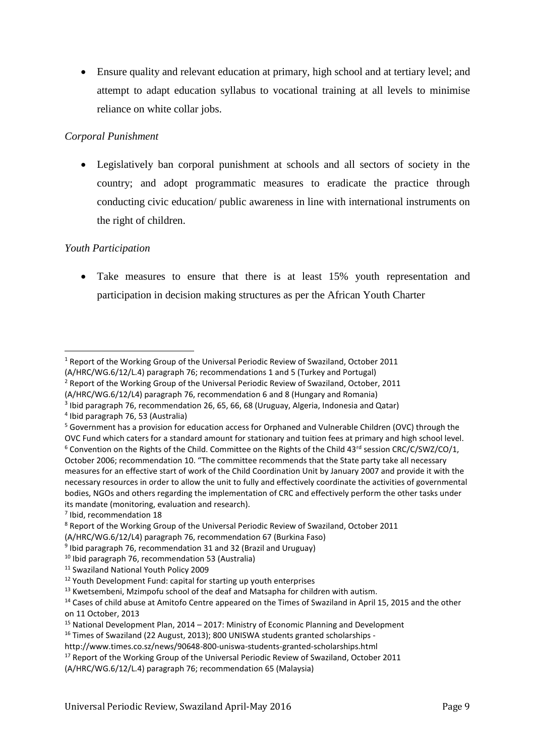- Ensure quality and relevant education at primary, high school and at tertiary level; and attempt to adapt education syllabus to vocational training at all levels to minimise reliance on white collar jobs.

*Corporal Punishment*

- Legislatively ban corporal punishment at schools and all sectors of society in the country; and adopt programmatic measures to eradicate the practice through conducting civic education/ public awareness in line with international instruments on the right of children.

*Youth Participation*

- Take measures to ensure that there is at least 15% youth representation and participation in decision making structures as per the African Youth Charter

---

[1] Report of the Working Group of the Universal Periodic Review of Swaziland, October 2011 (A/HRC/WG.6/12/L.4) paragraph 76; recommendations 1 and 5 (Turkey and Portugal)

[2] Report of the Working Group of the Universal Periodic Review of Swaziland, October, 2011 (A/HRC/WG.6/12/L4) paragraph 76, recommendation 6 and 8 (Hungary and Romania)

[3] Ibid paragraph 76, recommendation 26, 65, 66, 68 (Uruguay, Algeria, Indonesia and Qatar)

[4] Ibid paragraph 76, 53 (Australia)

[5] Government has a provision for education access for Orphaned and Vulnerable Children (OVC) through the OVC Fund which caters for a standard amount for stationary and tuition fees at primary and high school level.

[6] Convention on the Rights of the Child. Committee on the Rights of the Child 43rd session CRC/C/SWZ/CO/1, October 2006; recommendation 10. "The committee recommends that the State party take all necessary measures for an effective start of work of the Child Coordination Unit by January 2007 and provide it with the necessary resources in order to allow the unit to fully and effectively coordinate the activities of governmental bodies, NGOs and others regarding the implementation of CRC and effectively perform the other tasks under its mandate (monitoring, evaluation and research).

[7] Ibid, recommendation 18

[8] Report of the Working Group of the Universal Periodic Review of Swaziland, October 2011 (A/HRC/WG.6/12/L4) paragraph 76, recommendation 67 (Burkina Faso)

[9] Ibid paragraph 76, recommendation 31 and 32 (Brazil and Uruguay)

[10] Ibid paragraph 76, recommendation 53 (Australia)

[11] Swaziland National Youth Policy 2009

[12] Youth Development Fund: capital for starting up youth enterprises

[13] Kwetsembeni, Mzimpofu school of the deaf and Matsapha for children with autism.

[14] Cases of child abuse at Amitofo Centre appeared on the Times of Swaziland in April 15, 2015 and the other on 11 October, 2013

[15] National Development Plan, 2014 – 2017: Ministry of Economic Planning and Development

[16] Times of Swaziland (22 August, 2013); 800 UNISWA students granted scholarships - http://www.times.co.sz/news/90648-800-uniswa-students-granted-scholarships.html

[17] Report of the Working Group of the Universal Periodic Review of Swaziland, October 2011 (A/HRC/WG.6/12/L.4) paragraph 76; recommendation 65 (Malaysia)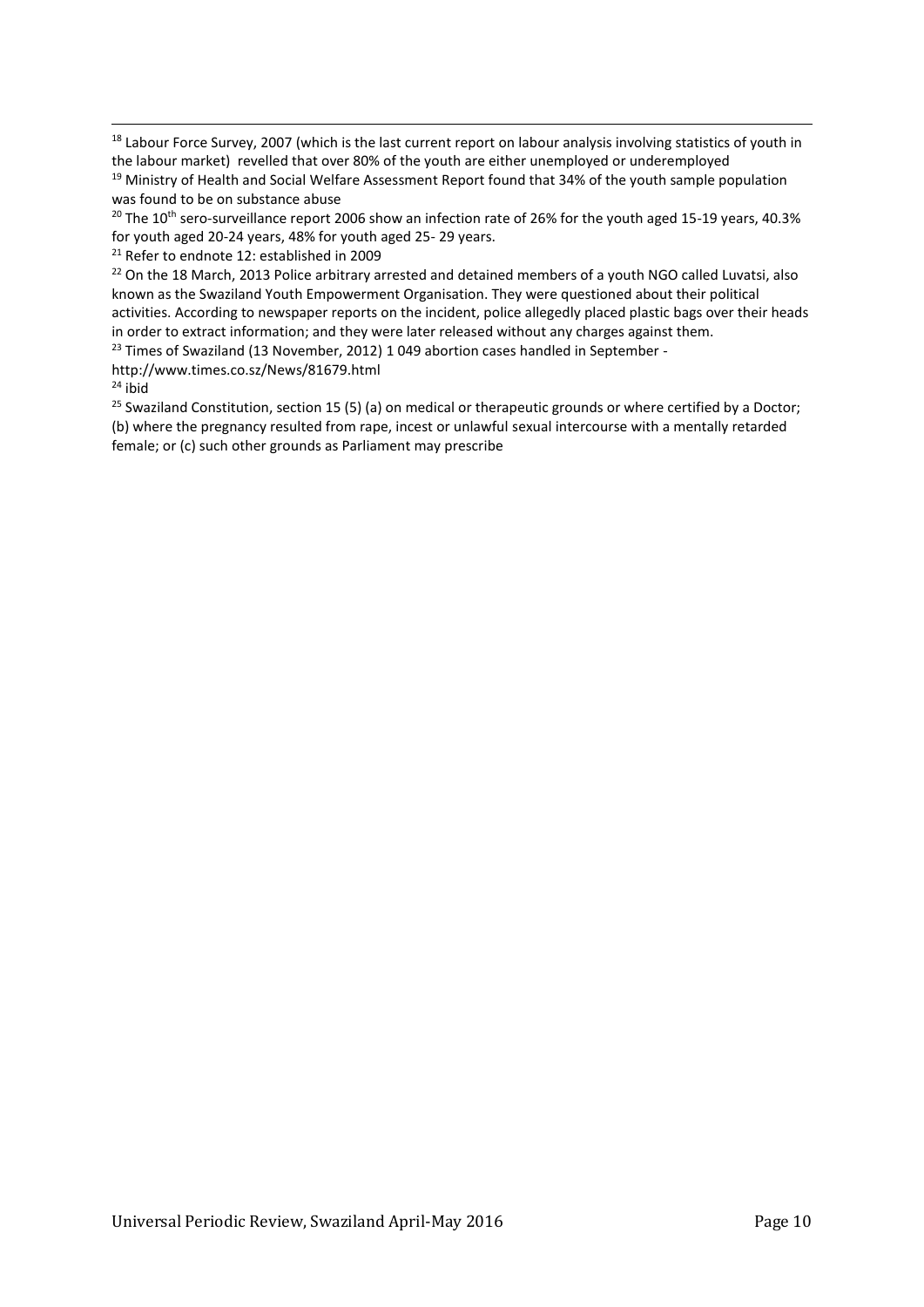[18] Labour Force Survey, 2007 (which is the last current report on labour analysis involving statistics of youth in the labour market) revelled that over 80% of the youth are either unemployed or underemployed

[19] Ministry of Health and Social Welfare Assessment Report found that 34% of the youth sample population was found to be on substance abuse

[20] The 10th sero-surveillance report 2006 show an infection rate of 26% for the youth aged 15-19 years, 40.3% for youth aged 20-24 years, 48% for youth aged 25- 29 years.

[21] Refer to endnote 12: established in 2009

[22] On the 18 March, 2013 Police arbitrary arrested and detained members of a youth NGO called Luvatsi, also known as the Swaziland Youth Empowerment Organisation. They were questioned about their political activities. According to newspaper reports on the incident, police allegedly placed plastic bags over their heads in order to extract information; and they were later released without any charges against them.

[23] Times of Swaziland (13 November, 2012) 1 049 abortion cases handled in September - http://www.times.co.sz/News/81679.html

[24] ibid

[25] Swaziland Constitution, section 15 (5) (a) on medical or therapeutic grounds or where certified by a Doctor; (b) where the pregnancy resulted from rape, incest or unlawful sexual intercourse with a mentally retarded female; or (c) such other grounds as Parliament may prescribe